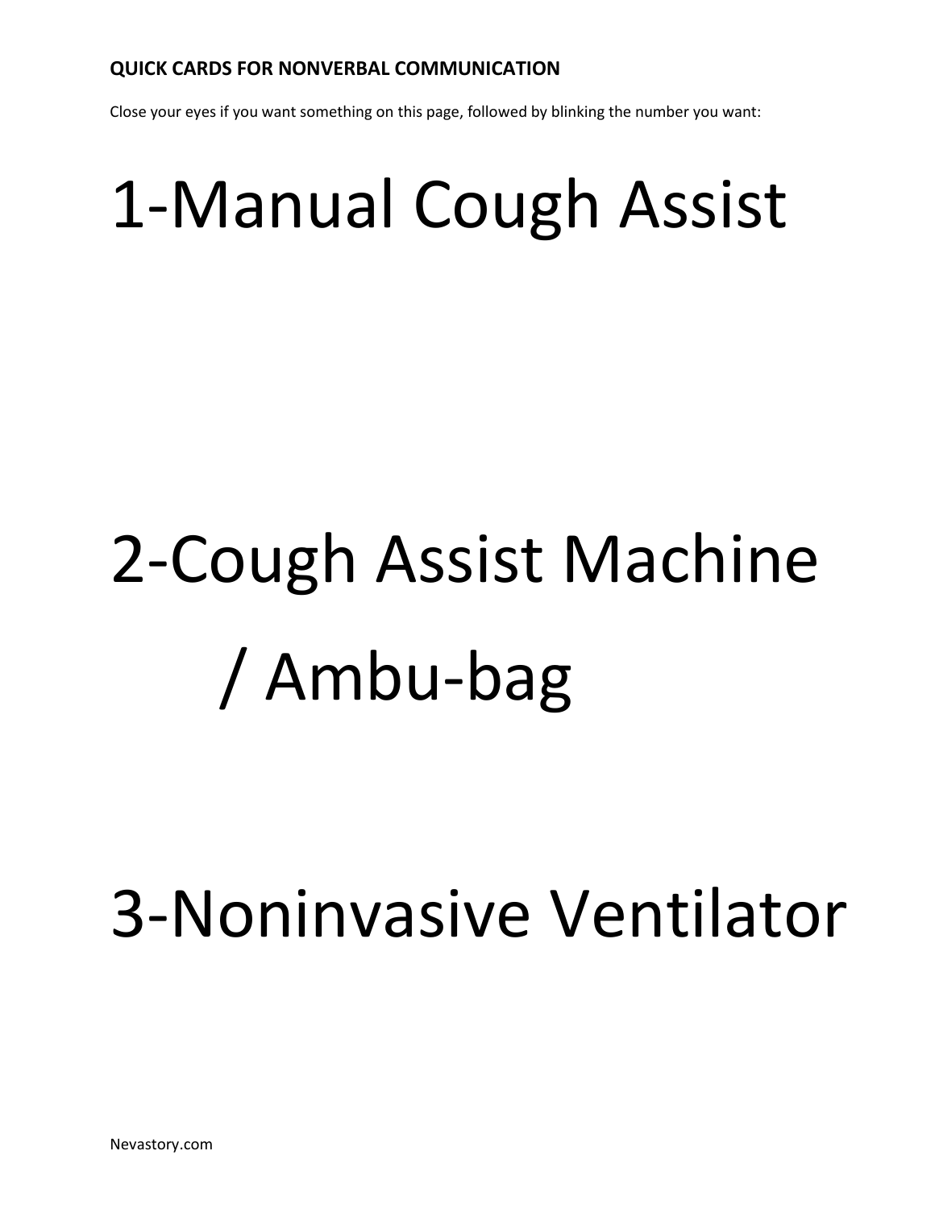**QUICK CARDS FOR NONVERBAL COMMUNICATION**

Close your eyes if you want something on this page, followed by blinking the number you want:

# 1-Manual Cough Assist

# 2-Cough Assist Machine / Ambu-bag

# 3-Noninvasive Ventilator

Nevastory.com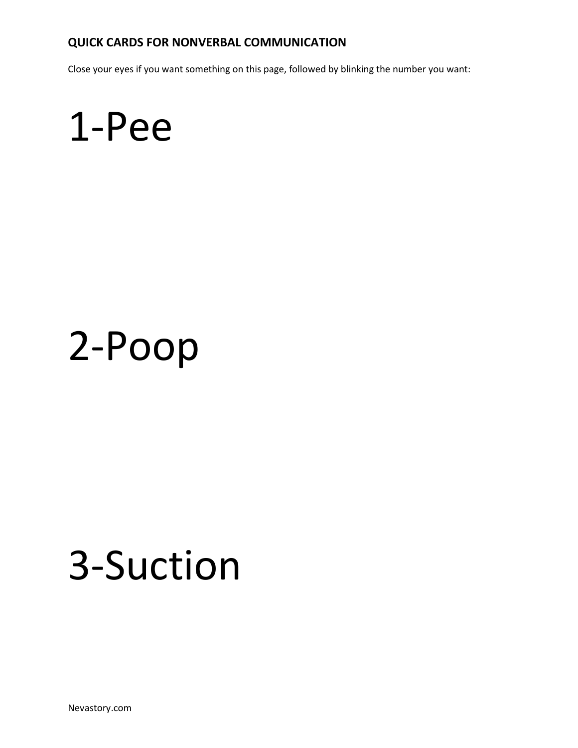**QUICK CARDS FOR NONVERBAL COMMUNICATION**

Close your eyes if you want something on this page, followed by blinking the number you want:

# 1-Pee

# 2-Poop

# 3-Suction

Nevastory.com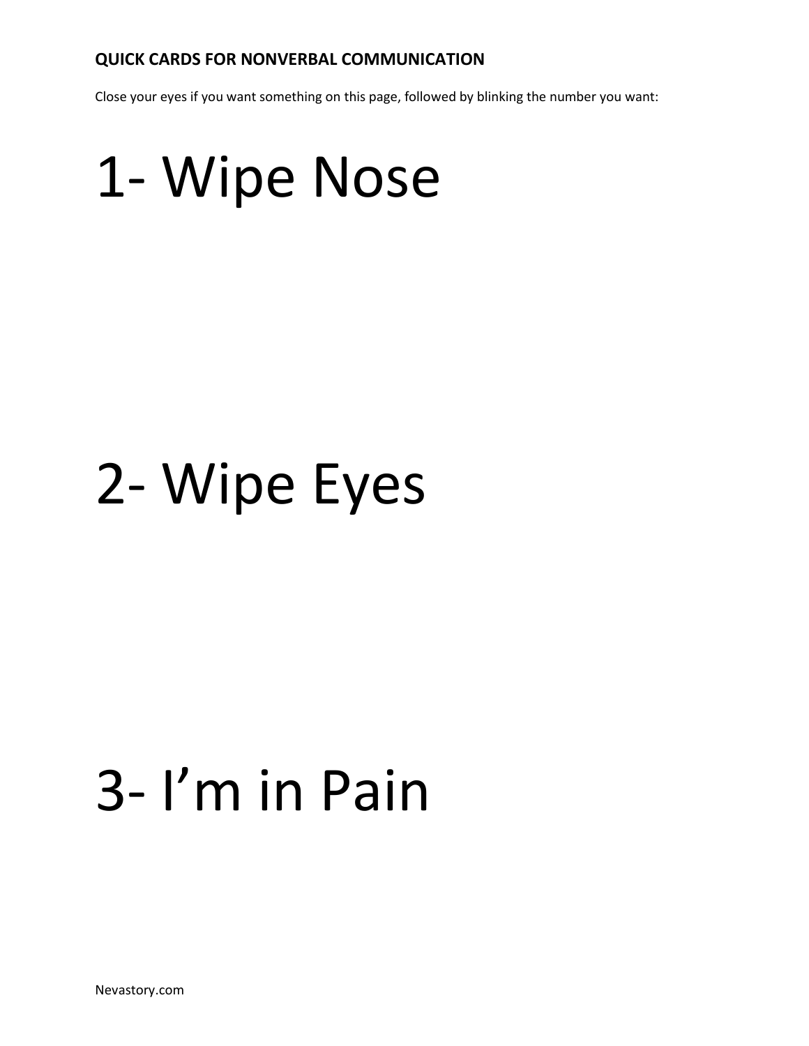**QUICK CARDS FOR NONVERBAL COMMUNICATION**

Close your eyes if you want something on this page, followed by blinking the number you want:

# 1- Wipe Nose

# 2- Wipe Eyes

# 3- I’m in Pain

Nevastory.com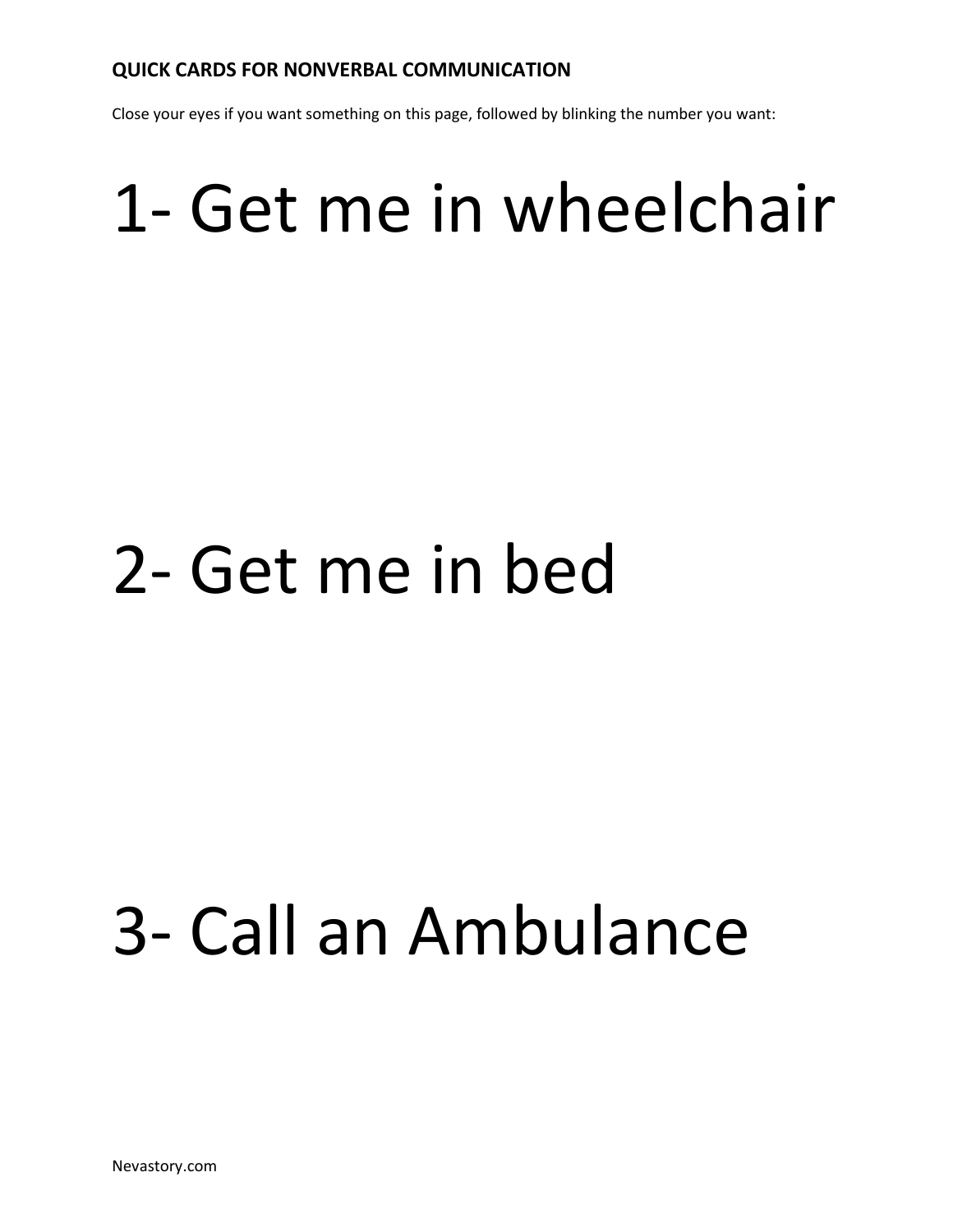**QUICK CARDS FOR NONVERBAL COMMUNICATION**

Close your eyes if you want something on this page, followed by blinking the number you want:

# 1- Get me in wheelchair

# 2- Get me in bed

# 3- Call an Ambulance

Nevastory.com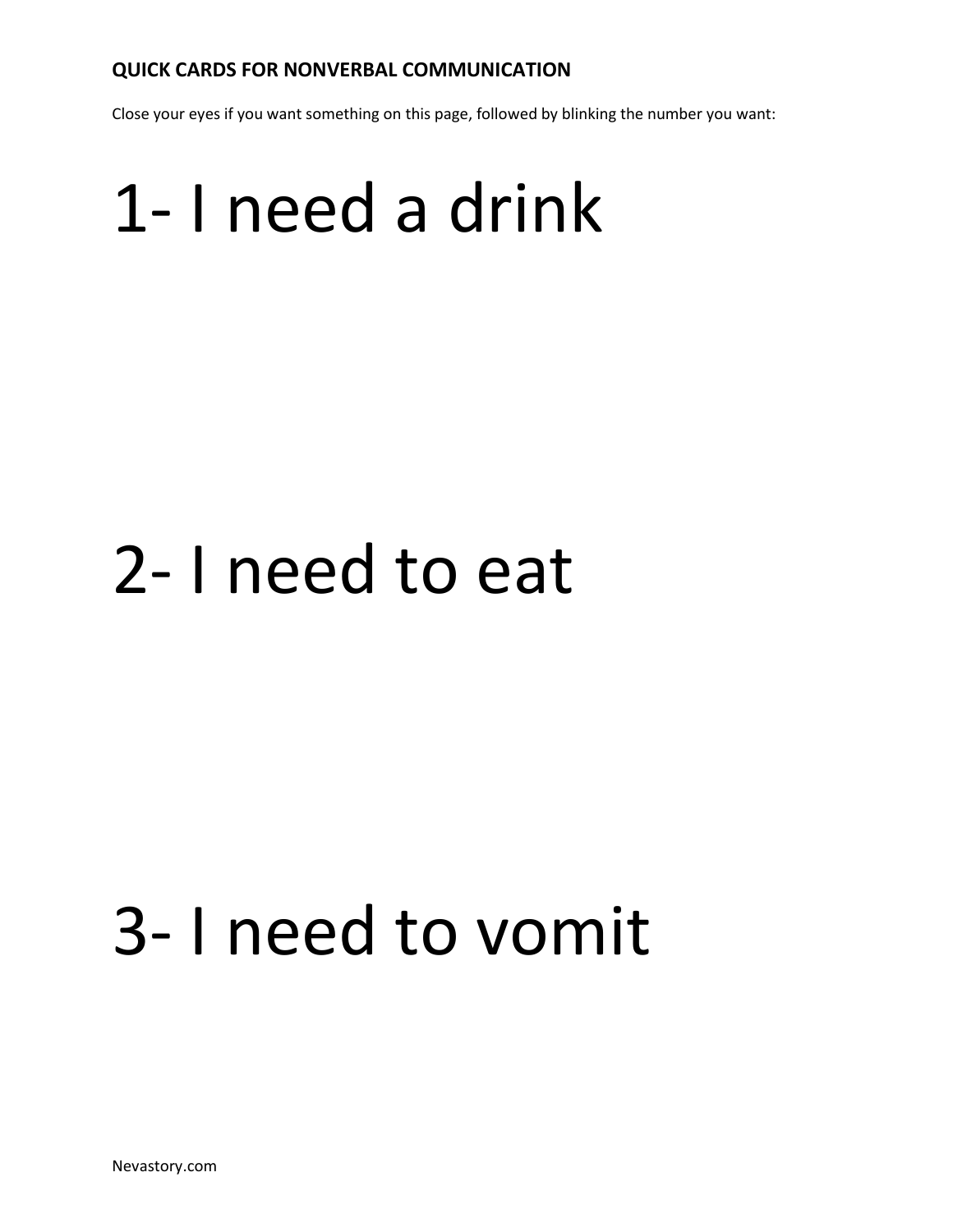**QUICK CARDS FOR NONVERBAL COMMUNICATION**

Close your eyes if you want something on this page, followed by blinking the number you want:

# 1- I need a drink

# 2- I need to eat

# 3- I need to vomit

Nevastory.com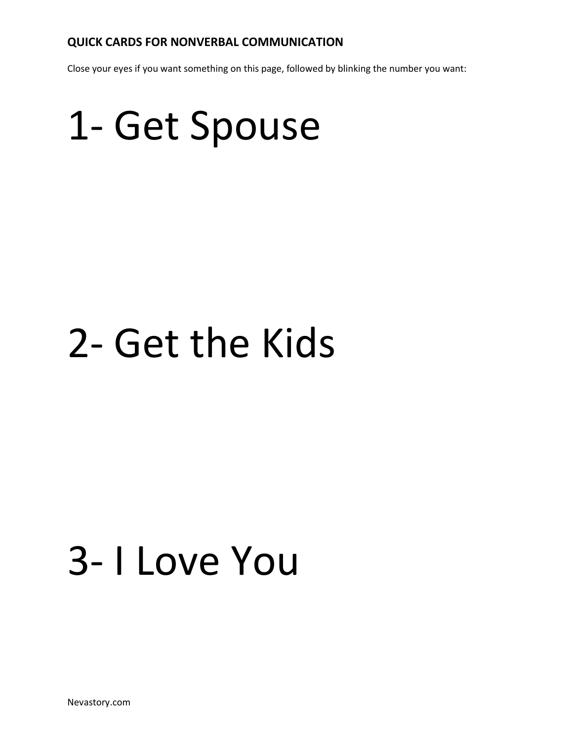**QUICK CARDS FOR NONVERBAL COMMUNICATION**

Close your eyes if you want something on this page, followed by blinking the number you want:

# 1- Get Spouse

# 2- Get the Kids

# 3- I Love You

Nevastory.com